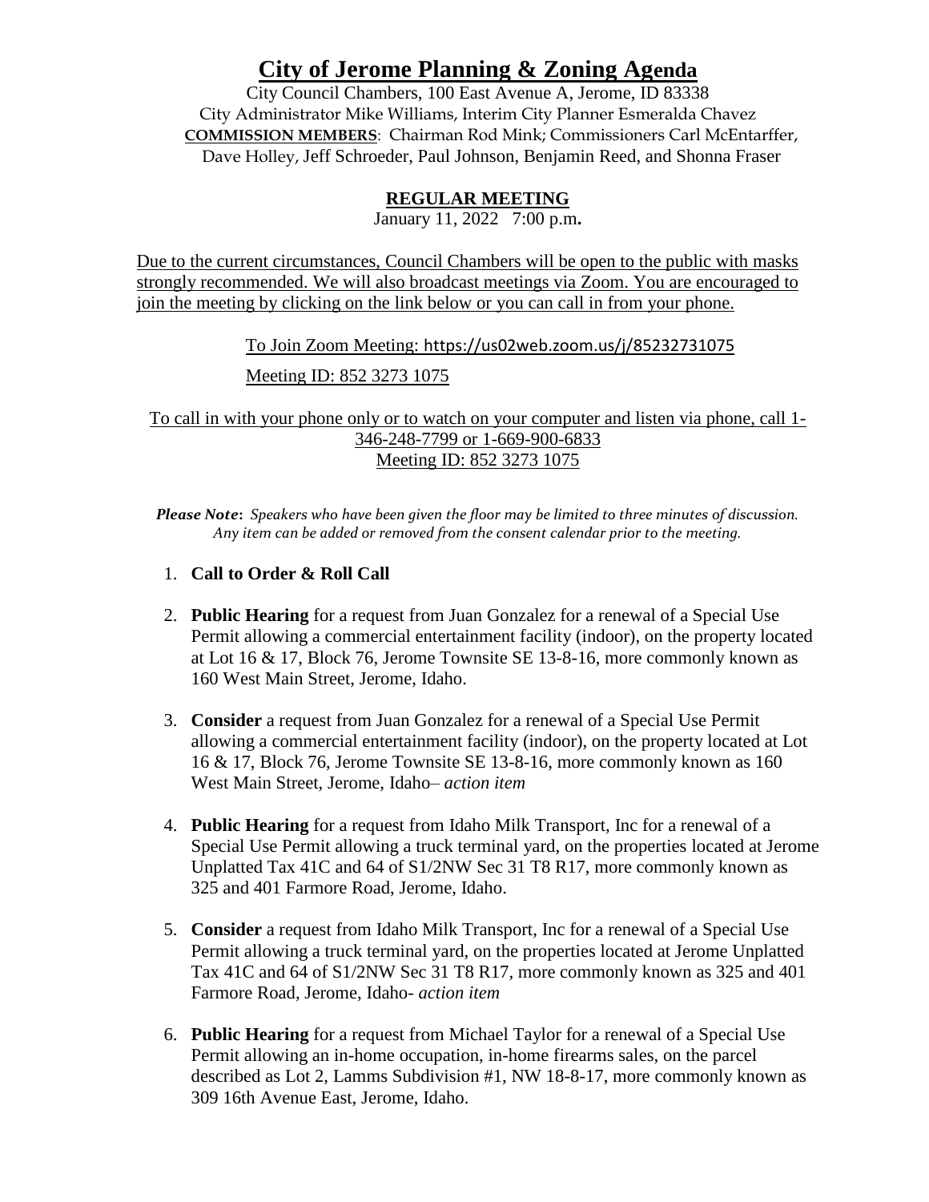# City of Jerome Planning & Zoning Agenda

City Council Chambers, 100 East Avenue A, Jerome, ID 83338
City Administrator Mike Williams, Interim City Planner Esmeralda Chavez
**COMMISSION MEMBERS**: Chairman Rod Mink; Commissioners Carl McEntarffer, Dave Holley, Jeff Schroeder, Paul Johnson, Benjamin Reed, and Shonna Fraser

## REGULAR MEETING

January 11, 2022 7:00 p.m.

Due to the current circumstances, Council Chambers will be open to the public with masks strongly recommended. We will also broadcast meetings via Zoom. You are encouraged to join the meeting by clicking on the link below or you can call in from your phone.

To Join Zoom Meeting: https://us02web.zoom.us/j/85232731075

Meeting ID: 852 3273 1075

To call in with your phone only or to watch on your computer and listen via phone, call 1-346-248-7799 or 1-669-900-6833
Meeting ID: 852 3273 1075

***Please Note***: *Speakers who have been given the floor may be limited to three minutes of discussion. Any item can be added or removed from the consent calendar prior to the meeting.*

1. **Call to Order & Roll Call**

2. **Public Hearing** for a request from Juan Gonzalez for a renewal of a Special Use Permit allowing a commercial entertainment facility (indoor), on the property located at Lot 16 & 17, Block 76, Jerome Townsite SE 13-8-16, more commonly known as 160 West Main Street, Jerome, Idaho.

3. **Consider** a request from Juan Gonzalez for a renewal of a Special Use Permit allowing a commercial entertainment facility (indoor), on the property located at Lot 16 & 17, Block 76, Jerome Townsite SE 13-8-16, more commonly known as 160 West Main Street, Jerome, Idaho– *action item*

4. **Public Hearing** for a request from Idaho Milk Transport, Inc for a renewal of a Special Use Permit allowing a truck terminal yard, on the properties located at Jerome Unplatted Tax 41C and 64 of S1/2NW Sec 31 T8 R17, more commonly known as 325 and 401 Farmore Road, Jerome, Idaho.

5. **Consider** a request from Idaho Milk Transport, Inc for a renewal of a Special Use Permit allowing a truck terminal yard, on the properties located at Jerome Unplatted Tax 41C and 64 of S1/2NW Sec 31 T8 R17, more commonly known as 325 and 401 Farmore Road, Jerome, Idaho- *action item*

6. **Public Hearing** for a request from Michael Taylor for a renewal of a Special Use Permit allowing an in-home occupation, in-home firearms sales, on the parcel described as Lot 2, Lamms Subdivision #1, NW 18-8-17, more commonly known as 309 16th Avenue East, Jerome, Idaho.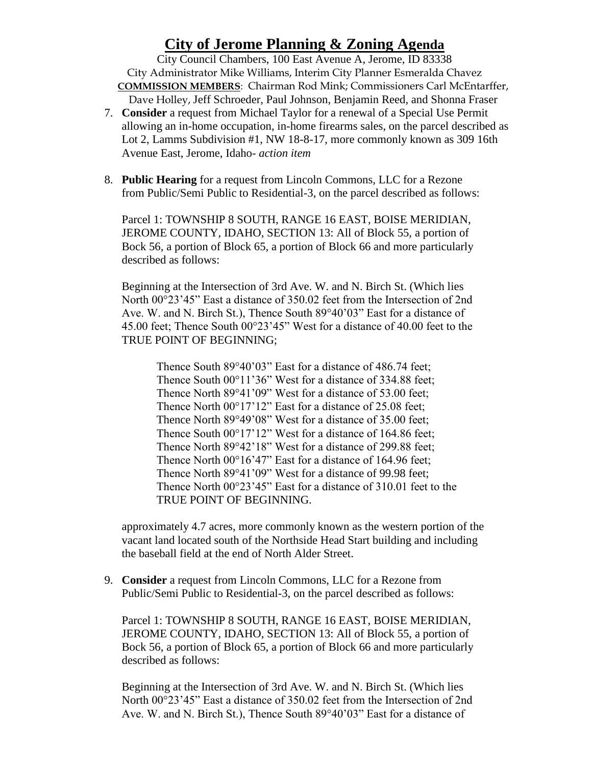# City of Jerome Planning & Zoning Agenda

City Council Chambers, 100 East Avenue A, Jerome, ID 83338
City Administrator Mike Williams, Interim City Planner Esmeralda Chavez
**COMMISSION MEMBERS**: Chairman Rod Mink; Commissioners Carl McEntarffer, Dave Holley, Jeff Schroeder, Paul Johnson, Benjamin Reed, and Shonna Fraser

7. **Consider** a request from Michael Taylor for a renewal of a Special Use Permit allowing an in-home occupation, in-home firearms sales, on the parcel described as Lot 2, Lamms Subdivision #1, NW 18-8-17, more commonly known as 309 16th Avenue East, Jerome, Idaho- *action item*

8. **Public Hearing** for a request from Lincoln Commons, LLC for a Rezone from Public/Semi Public to Residential-3, on the parcel described as follows:

   Parcel 1: TOWNSHIP 8 SOUTH, RANGE 16 EAST, BOISE MERIDIAN, JEROME COUNTY, IDAHO, SECTION 13: All of Block 55, a portion of Bock 56, a portion of Block 65, a portion of Block 66 and more particularly described as follows:

   Beginning at the Intersection of 3rd Ave. W. and N. Birch St. (Which lies North 00°23'45" East a distance of 350.02 feet from the Intersection of 2nd Ave. W. and N. Birch St.), Thence South 89°40'03" East for a distance of 45.00 feet; Thence South 00°23'45" West for a distance of 40.00 feet to the TRUE POINT OF BEGINNING;

   Thence South 89°40'03" East for a distance of 486.74 feet;
   Thence South 00°11'36" West for a distance of 334.88 feet;
   Thence North 89°41'09" West for a distance of 53.00 feet;
   Thence North 00°17'12" East for a distance of 25.08 feet;
   Thence North 89°49'08" West for a distance of 35.00 feet;
   Thence South 00°17'12" West for a distance of 164.86 feet;
   Thence North 89°42'18" West for a distance of 299.88 feet;
   Thence North 00°16'47" East for a distance of 164.96 feet;
   Thence North 89°41'09" West for a distance of 99.98 feet;
   Thence North 00°23'45" East for a distance of 310.01 feet to the TRUE POINT OF BEGINNING.

   approximately 4.7 acres, more commonly known as the western portion of the vacant land located south of the Northside Head Start building and including the baseball field at the end of North Alder Street.

9. **Consider** a request from Lincoln Commons, LLC for a Rezone from Public/Semi Public to Residential-3, on the parcel described as follows:

   Parcel 1: TOWNSHIP 8 SOUTH, RANGE 16 EAST, BOISE MERIDIAN, JEROME COUNTY, IDAHO, SECTION 13: All of Block 55, a portion of Bock 56, a portion of Block 65, a portion of Block 66 and more particularly described as follows:

   Beginning at the Intersection of 3rd Ave. W. and N. Birch St. (Which lies North 00°23'45" East a distance of 350.02 feet from the Intersection of 2nd Ave. W. and N. Birch St.), Thence South 89°40'03" East for a distance of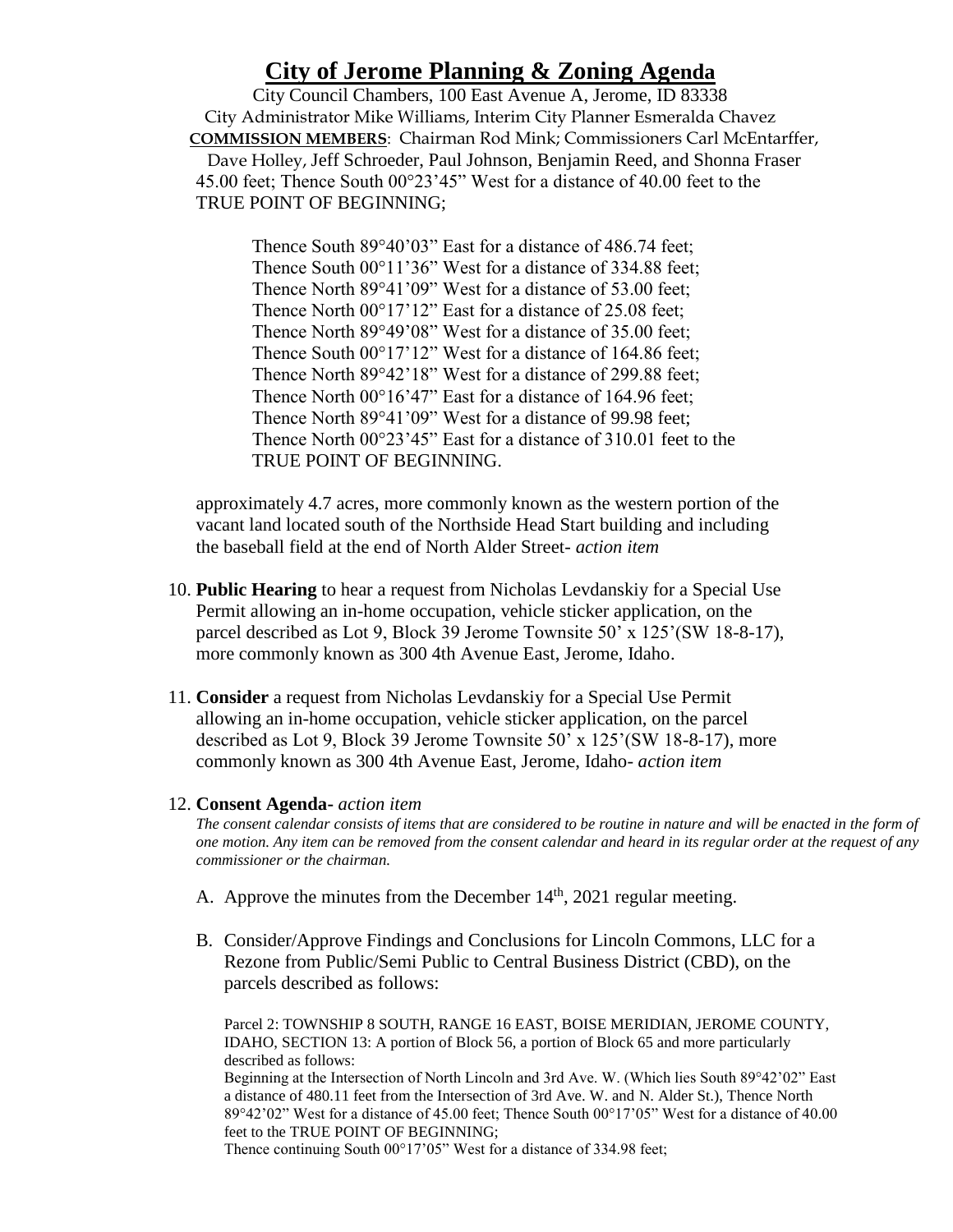The header "City of Jerome Planning & Zoning Agenda" repeats as a running header, but it is part of the page content here. It is probably a running header on every page. Rules say omit running headers. Still, it's uncertain; I'll omit it.

45.00 feet; Thence South 00°23'45" West for a distance of 40.00 feet to the TRUE POINT OF BEGINNING;

Thence South 89°40'03" East for a distance of 486.74 feet;
Thence South 00°11'36" West for a distance of 334.88 feet;
Thence North 89°41'09" West for a distance of 53.00 feet;
Thence North 00°17'12" East for a distance of 25.08 feet;
Thence North 89°49'08" West for a distance of 35.00 feet;
Thence South 00°17'12" West for a distance of 164.86 feet;
Thence North 89°42'18" West for a distance of 299.88 feet;
Thence North 00°16'47" East for a distance of 164.96 feet;
Thence North 89°41'09" West for a distance of 99.98 feet;
Thence North 00°23'45" East for a distance of 310.01 feet to the TRUE POINT OF BEGINNING.

approximately 4.7 acres, more commonly known as the western portion of the vacant land located south of the Northside Head Start building and including the baseball field at the end of North Alder Street- *action item*

10. **Public Hearing** to hear a request from Nicholas Levdanskiy for a Special Use Permit allowing an in-home occupation, vehicle sticker application, on the parcel described as Lot 9, Block 39 Jerome Townsite 50' x 125'(SW 18-8-17), more commonly known as 300 4th Avenue East, Jerome, Idaho.

11. **Consider** a request from Nicholas Levdanskiy for a Special Use Permit allowing an in-home occupation, vehicle sticker application, on the parcel described as Lot 9, Block 39 Jerome Townsite 50' x 125'(SW 18-8-17), more commonly known as 300 4th Avenue East, Jerome, Idaho- *action item*

12. **Consent Agenda**- *action item*

    *The consent calendar consists of items that are considered to be routine in nature and will be enacted in the form of one motion. Any item can be removed from the consent calendar and heard in its regular order at the request of any commissioner or the chairman.*

    A. Approve the minutes from the December 14th, 2021 regular meeting.

    B. Consider/Approve Findings and Conclusions for Lincoln Commons, LLC for a Rezone from Public/Semi Public to Central Business District (CBD), on the parcels described as follows:

    Parcel 2: TOWNSHIP 8 SOUTH, RANGE 16 EAST, BOISE MERIDIAN, JEROME COUNTY, IDAHO, SECTION 13: A portion of Block 56, a portion of Block 65 and more particularly described as follows:
    Beginning at the Intersection of North Lincoln and 3rd Ave. W. (Which lies South 89°42'02" East a distance of 480.11 feet from the Intersection of 3rd Ave. W. and N. Alder St.), Thence North 89°42'02" West for a distance of 45.00 feet; Thence South 00°17'05" West for a distance of 40.00 feet to the TRUE POINT OF BEGINNING;
    Thence continuing South 00°17'05" West for a distance of 334.98 feet;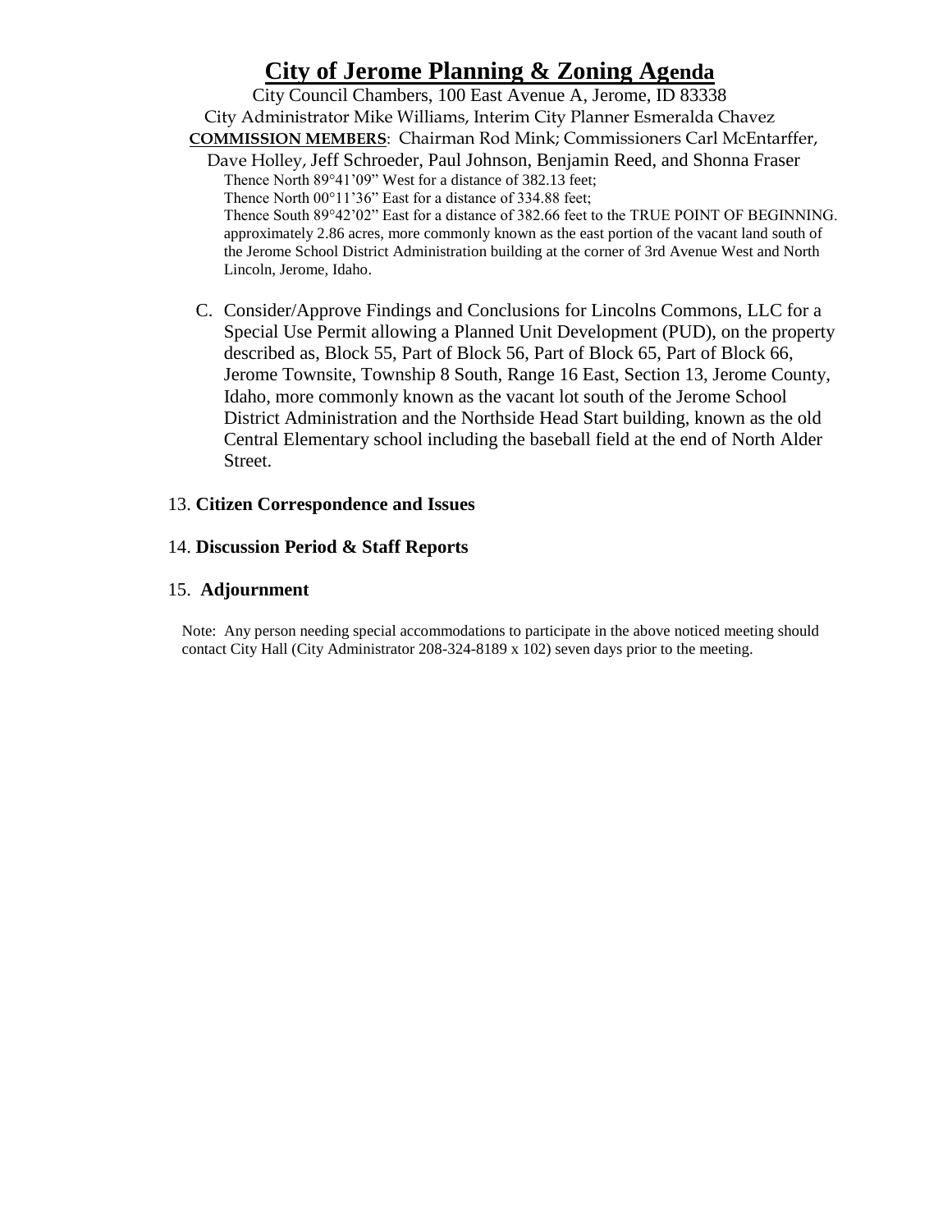# City of Jerome Planning & Zoning Agenda

City Council Chambers, 100 East Avenue A, Jerome, ID 83338
City Administrator Mike Williams, Interim City Planner Esmeralda Chavez
**COMMISSION MEMBERS**: Chairman Rod Mink; Commissioners Carl McEntarffer, Dave Holley, Jeff Schroeder, Paul Johnson, Benjamin Reed, and Shonna Fraser

Thence North 89°41'09" West for a distance of 382.13 feet;
Thence North 00°11'36" East for a distance of 334.88 feet;
Thence South 89°42'02" East for a distance of 382.66 feet to the TRUE POINT OF BEGINNING.
approximately 2.86 acres, more commonly known as the east portion of the vacant land south of the Jerome School District Administration building at the corner of 3rd Avenue West and North Lincoln, Jerome, Idaho.

C. Consider/Approve Findings and Conclusions for Lincolns Commons, LLC for a Special Use Permit allowing a Planned Unit Development (PUD), on the property described as, Block 55, Part of Block 56, Part of Block 65, Part of Block 66, Jerome Townsite, Township 8 South, Range 16 East, Section 13, Jerome County, Idaho, more commonly known as the vacant lot south of the Jerome School District Administration and the Northside Head Start building, known as the old Central Elementary school including the baseball field at the end of North Alder Street.

13. **Citizen Correspondence and Issues**

14. **Discussion Period & Staff Reports**

15. **Adjournment**

Note: Any person needing special accommodations to participate in the above noticed meeting should contact City Hall (City Administrator 208-324-8189 x 102) seven days prior to the meeting.